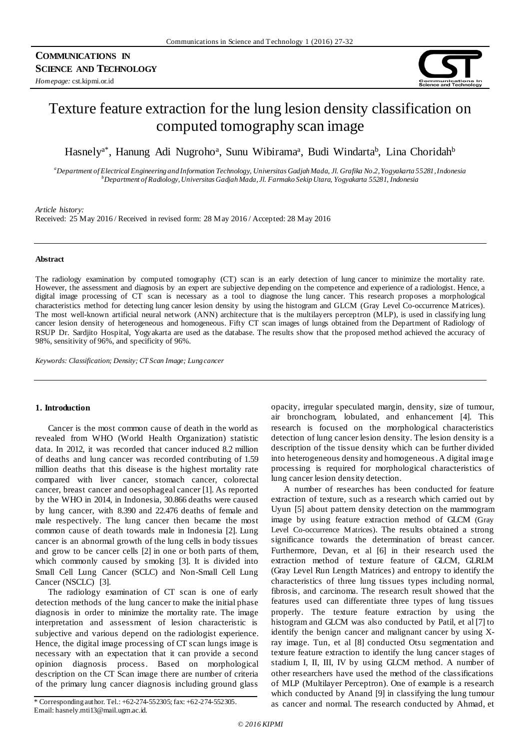**COMMUNICATIONS IN SCIENCE AND TECHNOLOGY**

*Homepage:* cst.kipmi.or.id

# Texture feature extraction for the lung lesion density classification on computed tomography scan image

Hasnely[a*], Hanung Adi Nugroho[a], Sunu Wibirama[a], Budi Windarta[b], Lina Choridah[b]

[a]*Department of Electrical Engineering and Information Technology, Universitas Gadjah Mada, Jl. Grafika No.2, Yogyakarta 55281, Indonesia*
[b]*Department of Radiology, Universitas Gadjah Mada, Jl. Farmako Sekip Utara, Yogyakarta 55281, Indonesia*

*Article history:*
Received: 25 May 2016 / Received in revised form: 28 May 2016 / Accepted: 28 May 2016

**Abstract**

The radiology examination by computed tomography (CT) scan is an early detection of lung cancer to minimize the mortality rate. However, the assessment and diagnosis by an expert are subjective depending on the competence and experience of a radiologist. Hence, a digital image processing of CT scan is necessary as a tool to diagnose the lung cancer. This research proposes a morphological characteristics method for detecting lung cancer lesion density by using the histogram and GLCM (Gray Level Co-occurrence Matrices). The most well-known artificial neural network (ANN) architecture that is the multilayers perceptron (MLP), is used in classifying lung cancer lesion density of heterogeneous and homogeneous. Fifty CT scan images of lungs obtained from the Department of Radiology of RSUP Dr. Sardjito Hospital, Yogyakarta are used as the database. The results show that the proposed method achieved the accuracy of 98%, sensitivity of 96%, and specificity of 96%.

*Keywords: Classification; Density; CT Scan Image; Lung cancer*

## 1. Introduction

Cancer is the most common cause of death in the world as revealed from WHO (World Health Organization) statistic data. In 2012, it was recorded that cancer induced 8.2 million of deaths and lung cancer was recorded contributing of 1.59 million deaths that this disease is the highest mortality rate compared with liver cancer, stomach cancer, colorectal cancer, breast cancer and oesophageal cancer [1]. As reported by the WHO in 2014, in Indonesia, 30.866 deaths were caused by lung cancer, with 8.390 and 22.476 deaths of female and male respectively. The lung cancer then became the most common cause of death towards male in Indonesia [2]. Lung cancer is an abnormal growth of the lung cells in body tissues and grow to be cancer cells [2] in one or both parts of them, which commonly caused by smoking [3]. It is divided into Small Cell Lung Cancer (SCLC) and Non-Small Cell Lung Cancer (NSCLC) [3].

The radiology examination of CT scan is one of early detection methods of the lung cancer to make the initial phase diagnosis in order to minimize the mortality rate. The image interpretation and assessment of lesion characteristic is subjective and various depend on the radiologist experience. Hence, the digital image processing of CT scan lungs image is necessary with an expectation that it can provide a second opinion diagnosis process. Based on morphological description on the CT Scan image there are number of criteria of the primary lung cancer diagnosis including ground glass opacity, irregular speculated margin, density, size of tumour, air bronchogram, lobulated, and enhancement [4]. This research is focused on the morphological characteristics detection of lung cancer lesion density. The lesion density is a description of the tissue density which can be further divided into heterogeneous density and homogeneous. A digital image processing is required for morphological characteristics of lung cancer lesion density detection.

A number of researches has been conducted for feature extraction of texture, such as a research which carried out by Uyun [5] about pattern density detection on the mammogram image by using feature extraction method of GLCM (Gray Level Co-occurrence Matrices). The results obtained a strong significance towards the determination of breast cancer. Furthermore, Devan, et al [6] in their research used the extraction method of texture feature of GLCM, GLRLM (Gray Level Run Length Matrices) and entropy to identify the characteristics of three lung tissues types including normal, fibrosis, and carcinoma. The research result showed that the features used can differentiate three types of lung tissues properly. The texture feature extraction by using the histogram and GLCM was also conducted by Patil, et al [7] to identify the benign cancer and malignant cancer by using X-ray image. Tun, et al [8] conducted Otsu segmentation and texture feature extraction to identify the lung cancer stages of stadium I, II, III, IV by using GLCM method. A number of other researchers have used the method of the classifications of MLP (Multilayer Perceptron). One of example is a research which conducted by Anand [9] in classifying the lung tumour as cancer and normal. The research conducted by Ahmad, et

\* Corresponding author. Tel.: +62-274-552305; fax: +62-274-552305.
Email: hasnely.mti13@mail.ugm.ac.id.

© 2016 KIPMI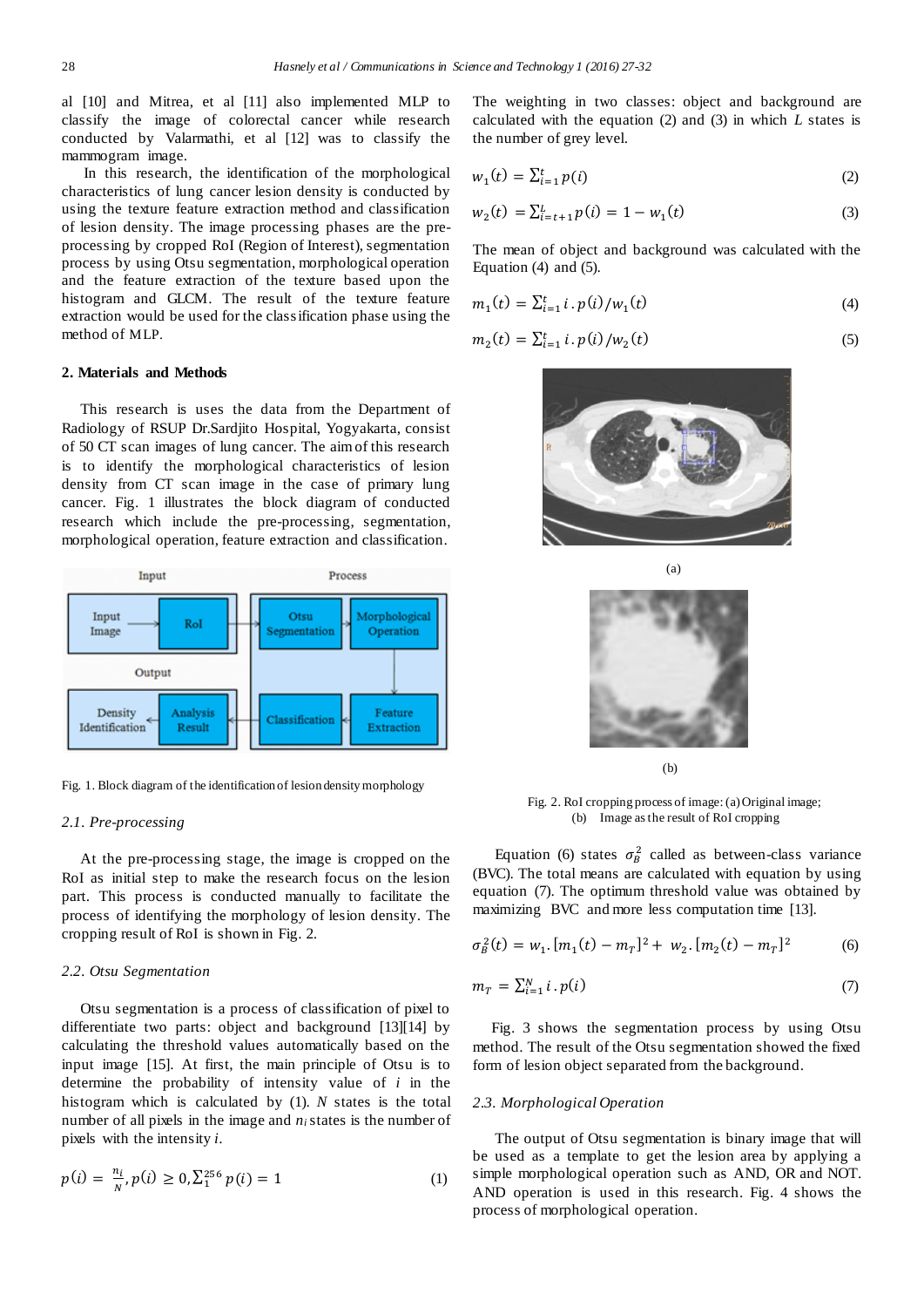al [10] and Mitrea, et al [11] also implemented MLP to classify the image of colorectal cancer while research conducted by Valarmathi, et al [12] was to classify the mammogram image.

In this research, the identification of the morphological characteristics of lung cancer lesion density is conducted by using the texture feature extraction method and classification of lesion density. The image processing phases are the pre-processing by cropped RoI (Region of Interest), segmentation process by using Otsu segmentation, morphological operation and the feature extraction of the texture based upon the histogram and GLCM. The result of the texture feature extraction would be used for the classification phase using the method of MLP.

## 2. Materials and Methods

This research is uses the data from the Department of Radiology of RSUP Dr.Sardjito Hospital, Yogyakarta, consist of 50 CT scan images of lung cancer. The aim of this research is to identify the morphological characteristics of lesion density from CT scan image in the case of primary lung cancer. Fig. 1 illustrates the block diagram of conducted research which include the pre-processing, segmentation, morphological operation, feature extraction and classification.

Fig. 1. Block diagram of the identification of lesion density morphology

### 2.1. Pre-processing

At the pre-processing stage, the image is cropped on the RoI as initial step to make the research focus on the lesion part. This process is conducted manually to facilitate the process of identifying the morphology of lesion density. The cropping result of RoI is shown in Fig. 2.

### 2.2. Otsu Segmentation

Otsu segmentation is a process of classification of pixel to differentiate two parts: object and background [13][14] by calculating the threshold values automatically based on the input image [15]. At first, the main principle of Otsu is to determine the probability of intensity value of $i$ in the histogram which is calculated by (1). $N$ states is the total number of all pixels in the image and $n_i$ states is the number of pixels with the intensity $i$.

$$p(i) = \frac{n_i}{N}, p(i) \geq 0, \sum_{1}^{256} p(i) = 1 \tag{1}$$

The weighting in two classes: object and background are calculated with the equation (2) and (3) in which $L$ states is the number of grey level.

$$w_1(t) = \sum_{i=1}^{t} p(i) \tag{2}$$

$$w_2(t) = \sum_{i=t+1}^{L} p(i) = 1 - w_1(t) \tag{3}$$

The mean of object and background was calculated with the Equation (4) and (5).

$$m_1(t) = \sum_{i=1}^{t} i \, . \, p(i) / w_1(t) \tag{4}$$

$$m_2(t) = \sum_{i=1}^{t} i \, . \, p(i) / w_2(t) \tag{5}$$

(a)

(b)

Fig. 2. RoI cropping process of image: (a) Original image; (b) Image as the result of RoI cropping

Equation (6) states $\sigma_B^2$ called as between-class variance (BVC). The total means are calculated with equation by using equation (7). The optimum threshold value was obtained by maximizing BVC and more less computation time [13].

$$\sigma_B^2(t) = w_1 . [m_1(t) - m_T]^2 + w_2 . [m_2(t) - m_T]^2 \tag{6}$$

$$m_T = \sum_{i=1}^{N} i \, . \, p(i) \tag{7}$$

Fig. 3 shows the segmentation process by using Otsu method. The result of the Otsu segmentation showed the fixed form of lesion object separated from the background.

### 2.3. Morphological Operation

The output of Otsu segmentation is binary image that will be used as a template to get the lesion area by applying a simple morphological operation such as AND, OR and NOT. AND operation is used in this research. Fig. 4 shows the process of morphological operation.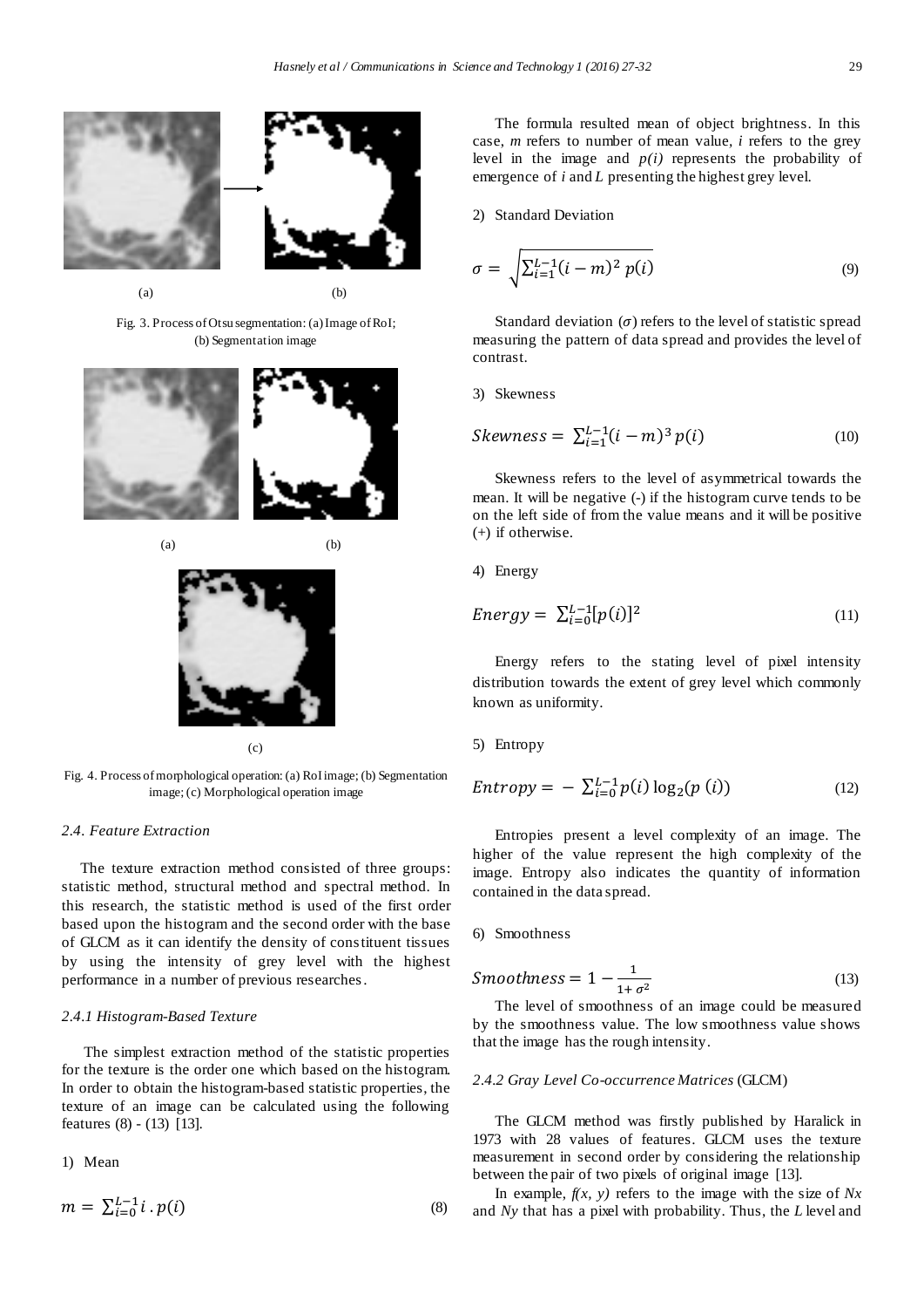Fig. 3. Process of Otsu segmentation: (a) Image of RoI; (b) Segmentation image

Fig. 4. Process of morphological operation: (a) RoI image; (b) Segmentation image; (c) Morphological operation image

### *2.4. Feature Extraction*

The texture extraction method consisted of three groups: statistic method, structural method and spectral method. In this research, the statistic method is used of the first order based upon the histogram and the second order with the base of GLCM as it can identify the density of constituent tissues by using the intensity of grey level with the highest performance in a number of previous researches.

#### *2.4.1 Histogram-Based Texture*

The simplest extraction method of the statistic properties for the texture is the order one which based on the histogram. In order to obtain the histogram-based statistic properties, the texture of an image can be calculated using the following features (8) - (13) [13].

1) Mean

$$m = \sum_{i=0}^{L-1} i \, . \, p(i) \tag{8}$$

The formula resulted mean of object brightness. In this case, *m* refers to number of mean value, *i* refers to the grey level in the image and *p(i)* represents the probability of emergence of *i* and *L* presenting the highest grey level.

2) Standard Deviation

$$\sigma = \sqrt{\sum_{i=1}^{L-1} (i-m)^2 \, p(i)} \tag{9}$$

Standard deviation ($\sigma$) refers to the level of statistic spread measuring the pattern of data spread and provides the level of contrast.

3) Skewness

$$Skewness = \sum_{i=1}^{L-1} (i-m)^3 \, p(i) \tag{10}$$

Skewness refers to the level of asymmetrical towards the mean. It will be negative (-) if the histogram curve tends to be on the left side of from the value means and it will be positive (+) if otherwise.

4) Energy

$$Energy = \sum_{i=0}^{L-1} [p(i)]^2 \tag{11}$$

Energy refers to the stating level of pixel intensity distribution towards the extent of grey level which commonly known as uniformity.

5) Entropy

$$Entropy = -\sum_{i=0}^{L-1} p(i) \log_2 (p\,(i)) \tag{12}$$

Entropies present a level complexity of an image. The higher of the value represent the high complexity of the image. Entropy also indicates the quantity of information contained in the data spread.

6) Smoothness

$$Smoothness = 1 - \frac{1}{1+\sigma^2} \tag{13}$$

The level of smoothness of an image could be measured by the smoothness value. The low smoothness value shows that the image has the rough intensity.

#### *2.4.2 Gray Level Co-occurrence Matrices* (GLCM)

The GLCM method was firstly published by Haralick in 1973 with 28 values of features. GLCM uses the texture measurement in second order by considering the relationship between the pair of two pixels of original image [13].

In example, *f(x, y)* refers to the image with the size of *Nx* and *Ny* that has a pixel with probability. Thus, the *L* level and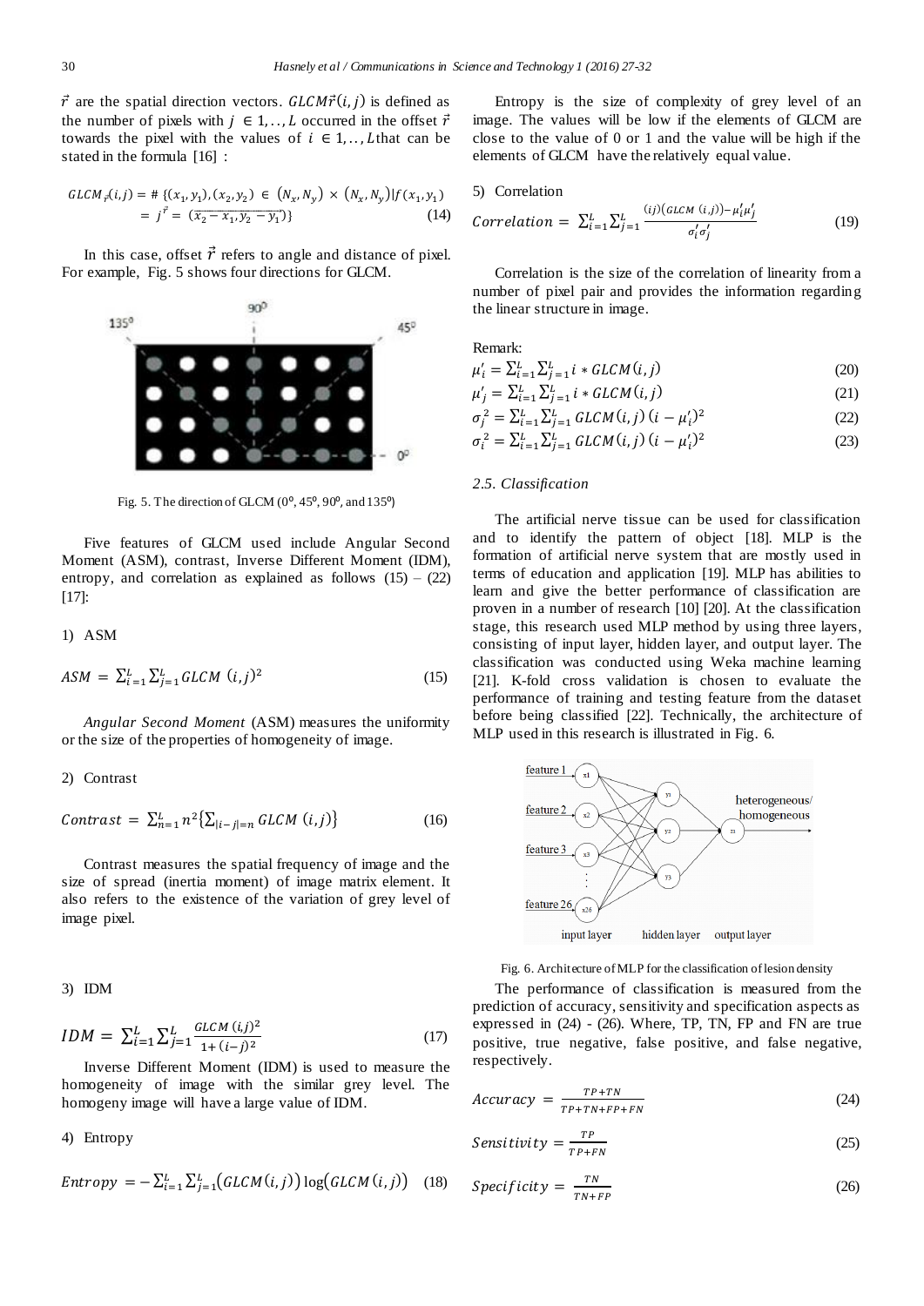$\vec{r}$ are the spatial direction vectors. $GLCM\vec{r}(i,j)$ is defined as the number of pixels with $j \in 1,..,L$ occurred in the offset $\vec{r}$ towards the pixel with the values of $i \in 1,..,L$that can be stated in the formula [16] :

$$GLCM_{\vec{r}}(i,j) = \# \{(x_1, y_1), (x_2, y_2) \in (N_x, N_y) \times (N_x, N_y) | f(x_1, y_1) = j^{\vec{r}} = (\overline{x_2 - x_1, y_2 - y_1})\} \quad (14)$$

In this case, offset $\vec{r}$ refers to angle and distance of pixel. For example, Fig. 5 shows four directions for GLCM.

Fig. 5. The direction of GLCM (0⁰, 45⁰, 90⁰, and 135⁰)

Five features of GLCM used include Angular Second Moment (ASM), contrast, Inverse Different Moment (IDM), entropy, and correlation as explained as follows (15) – (22) [17]:

1) ASM

$$ASM = \sum_{i=1}^{L} \sum_{j=1}^{L} GLCM\ (i,j)^2 \quad (15)$$

*Angular Second Moment* (ASM) measures the uniformity or the size of the properties of homogeneity of image.

2) Contrast

$$Contrast = \sum_{n=1}^{L} n^2 \{\sum_{|i-j|=n} GLCM\ (i,j)\} \quad (16)$$

Contrast measures the spatial frequency of image and the size of spread (inertia moment) of image matrix element. It also refers to the existence of the variation of grey level of image pixel.

3) IDM

$$IDM = \sum_{i=1}^{L} \sum_{j=1}^{L} \frac{GLCM\ (i,j)^2}{1 + (i-j)^2} \quad (17)$$

Inverse Different Moment (IDM) is used to measure the homogeneity of image with the similar grey level. The homogeny image will have a large value of IDM.

4) Entropy

$$Entropy = -\sum_{i=1}^{L} \sum_{j=1}^{L} (GLCM(i,j)) \log(GLCM(i,j)) \quad (18)$$

Entropy is the size of complexity of grey level of an image. The values will be low if the elements of GLCM are close to the value of 0 or 1 and the value will be high if the elements of GLCM have the relatively equal value.

5) Correlation

$$Correlation = \sum_{i=1}^{L} \sum_{j=1}^{L} \frac{(ij)(GLCM\ (i,j)) - \mu_i' \mu_j'}{\sigma_i' \sigma_j'} \quad (19)$$

Correlation is the size of the correlation of linearity from a number of pixel pair and provides the information regarding the linear structure in image.

Remark:

$$\mu_i' = \sum_{i=1}^{L} \sum_{j=1}^{L} i * GLCM(i,j) \quad (20)$$

$$\mu_j' = \sum_{i=1}^{L} \sum_{j=1}^{L} i * GLCM(i,j) \quad (21)$$

$$\sigma_j^2 = \sum_{i=1}^{L} \sum_{j=1}^{L} GLCM(i,j)\ (i - \mu_i')^2 \quad (22)$$

$$\sigma_i^2 = \sum_{i=1}^{L} \sum_{j=1}^{L} GLCM(i,j)\ (i - \mu_i')^2 \quad (23)$$

### *2.5. Classification*

The artificial nerve tissue can be used for classification and to identify the pattern of object [18]. MLP is the formation of artificial nerve system that are mostly used in terms of education and application [19]. MLP has abilities to learn and give the better performance of classification are proven in a number of research [10] [20]. At the classification stage, this research used MLP method by using three layers, consisting of input layer, hidden layer, and output layer. The classification was conducted using Weka machine learning [21]. K-fold cross validation is chosen to evaluate the performance of training and testing feature from the dataset before being classified [22]. Technically, the architecture of MLP used in this research is illustrated in Fig. 6.

Fig. 6. Architecture of MLP for the classification of lesion density

The performance of classification is measured from the prediction of accuracy, sensitivity and specification aspects as expressed in (24) - (26). Where, TP, TN, FP and FN are true positive, true negative, false positive, and false negative, respectively.

$$Accuracy = \frac{TP+TN}{TP+TN+FP+FN} \quad (24)$$

$$Sensitivity = \frac{TP}{TP+FN} \quad (25)$$

$$Specificity = \frac{TN}{TN+FP} \quad (26)$$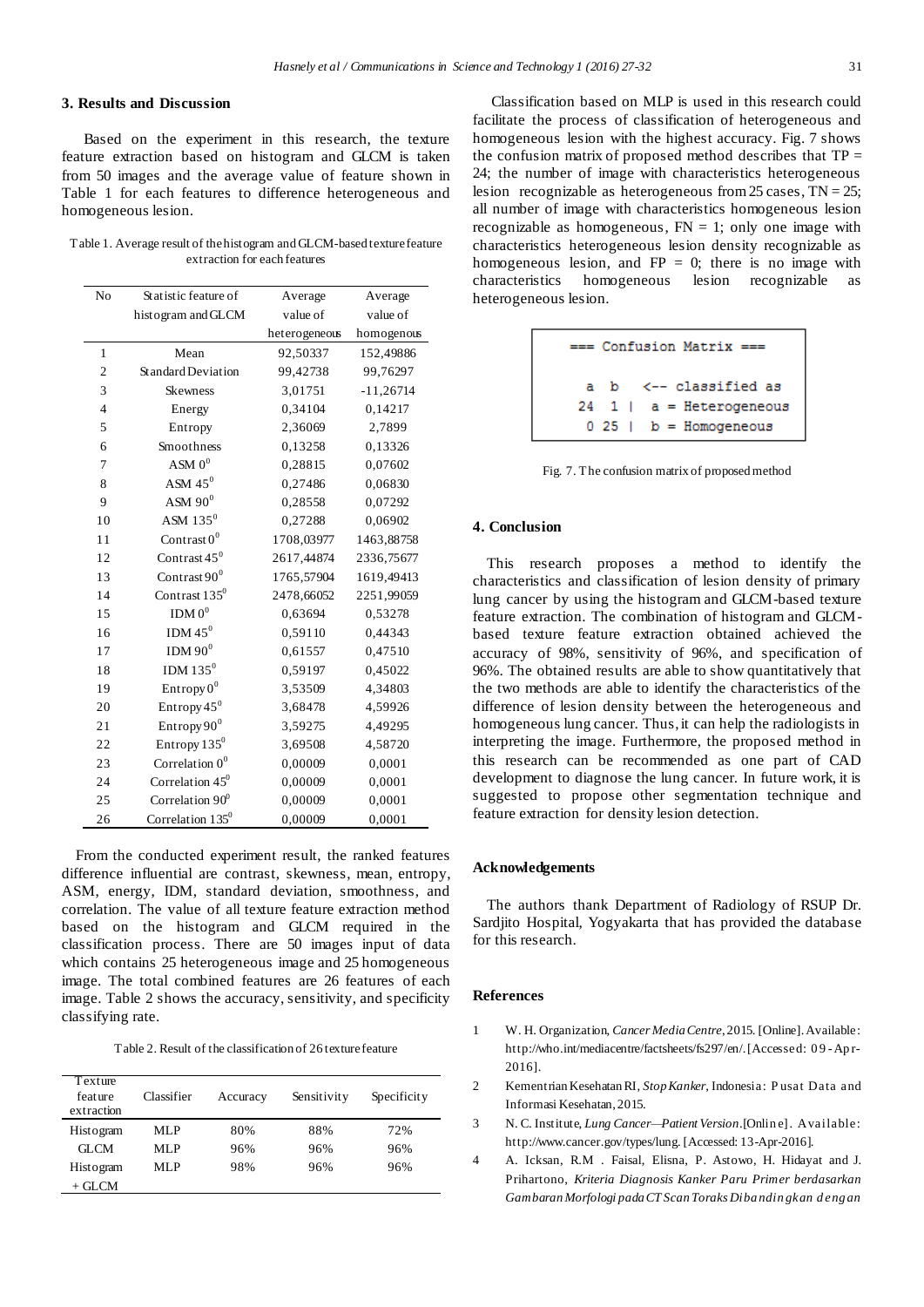## 3. Results and Discussion

Based on the experiment in this research, the texture feature extraction based on histogram and GLCM is taken from 50 images and the average value of feature shown in Table 1 for each features to difference heterogeneous and homogeneous lesion.

Table 1. Average result of the histogram and GLCM-based texture feature extraction for each features

| No | Statistic feature of histogram and GLCM | Average value of heterogeneous | Average value of homogenous |
|---|---|---|---|
| 1 | Mean | 92,50337 | 152,49886 |
| 2 | Standard Deviation | 99,42738 | 99,76297 |
| 3 | Skewness | 3,01751 | -11,26714 |
| 4 | Energy | 0,34104 | 0,14217 |
| 5 | Entropy | 2,36069 | 2,7899 |
| 6 | Smoothness | 0,13258 | 0,13326 |
| 7 | ASM $0^0$ | 0,28815 | 0,07602 |
| 8 | ASM $45^0$ | 0,27486 | 0,06830 |
| 9 | ASM $90^0$ | 0,28558 | 0,07292 |
| 10 | ASM $135^0$ | 0,27288 | 0,06902 |
| 11 | Contrast $0^0$ | 1708,03977 | 1463,88758 |
| 12 | Contrast $45^0$ | 2617,44874 | 2336,75677 |
| 13 | Contrast $90^0$ | 1765,57904 | 1619,49413 |
| 14 | Contrast $135^0$ | 2478,66052 | 2251,99059 |
| 15 | IDM $0^0$ | 0,63694 | 0,53278 |
| 16 | IDM $45^0$ | 0,59110 | 0,44343 |
| 17 | IDM $90^0$ | 0,61557 | 0,47510 |
| 18 | IDM $135^0$ | 0,59197 | 0,45022 |
| 19 | Entropy $0^0$ | 3,53509 | 4,34803 |
| 20 | Entropy $45^0$ | 3,68478 | 4,59926 |
| 21 | Entropy $90^0$ | 3,59275 | 4,49295 |
| 22 | Entropy $135^0$ | 3,69508 | 4,58720 |
| 23 | Correlation $0^0$ | 0,00009 | 0,0001 |
| 24 | Correlation $45^0$ | 0,00009 | 0,0001 |
| 25 | Correlation $90^0$ | 0,00009 | 0,0001 |
| 26 | Correlation $135^0$ | 0,00009 | 0,0001 |

From the conducted experiment result, the ranked features difference influential are contrast, skewness, mean, entropy, ASM, energy, IDM, standard deviation, smoothness, and correlation. The value of all texture feature extraction method based on the histogram and GLCM required in the classification process. There are 50 images input of data which contains 25 heterogeneous image and 25 homogeneous image. The total combined features are 26 features of each image. Table 2 shows the accuracy, sensitivity, and specificity classifying rate.

Table 2. Result of the classification of 26 texture feature

| Texture feature extraction | Classifier | Accuracy | Sensitivity | Specificity |
|---|---|---|---|---|
| Histogram | MLP | 80% | 88% | 72% |
| GLCM | MLP | 96% | 96% | 96% |
| Histogram + GLCM | MLP | 98% | 96% | 96% |

Classification based on MLP is used in this research could facilitate the process of classification of heterogeneous and homogeneous lesion with the highest accuracy. Fig. 7 shows the confusion matrix of proposed method describes that TP = 24; the number of image with characteristics heterogeneous lesion recognizable as heterogeneous from 25 cases, TN = 25; all number of image with characteristics homogeneous lesion recognizable as homogeneous, FN = 1; only one image with characteristics heterogeneous lesion density recognizable as homogeneous lesion, and FP = 0; there is no image with characteristics homogeneous lesion recognizable as heterogeneous lesion.

```
=== Confusion Matrix ===

  a  b   <-- classified as
 24  1 |  a = Heterogeneous
  0 25 |  b = Homogeneous
```

Fig. 7. The confusion matrix of proposed method

## 4. Conclusion

This research proposes a method to identify the characteristics and classification of lesion density of primary lung cancer by using the histogram and GLCM-based texture feature extraction. The combination of histogram and GLCM-based texture feature extraction obtained achieved the accuracy of 98%, sensitivity of 96%, and specification of 96%. The obtained results are able to show quantitatively that the two methods are able to identify the characteristics of the difference of lesion density between the heterogeneous and homogeneous lung cancer. Thus, it can help the radiologists in interpreting the image. Furthermore, the proposed method in this research can be recommended as one part of CAD development to diagnose the lung cancer. In future work, it is suggested to propose other segmentation technique and feature extraction for density lesion detection.

## Acknowledgements

The authors thank Department of Radiology of RSUP Dr. Sardjito Hospital, Yogyakarta that has provided the database for this research.

## References

1. W. H. Organization, *Cancer Media Centre*, 2015. [Online]. Available: http://who.int/mediacentre/factsheets/fs297/en/. [Accessed: 09-Apr-2016].
2. Kementrian Kesehatan RI, *Stop Kanker*, Indonesia: Pusat Data and Informasi Kesehatan, 2015.
3. N. C. Institute, *Lung Cancer—Patient Version*. [Online]. Available: http://www.cancer.gov/types/lung. [Accessed: 13-Apr-2016].
4. A. Icksan, R.M . Faisal, Elisna, P. Astowo, H. Hidayat and J. Prihartono, *Kriteria Diagnosis Kanker Paru Primer berdasarkan Gambaran Morfologi pada CT Scan Toraks Dibandingkan dengan*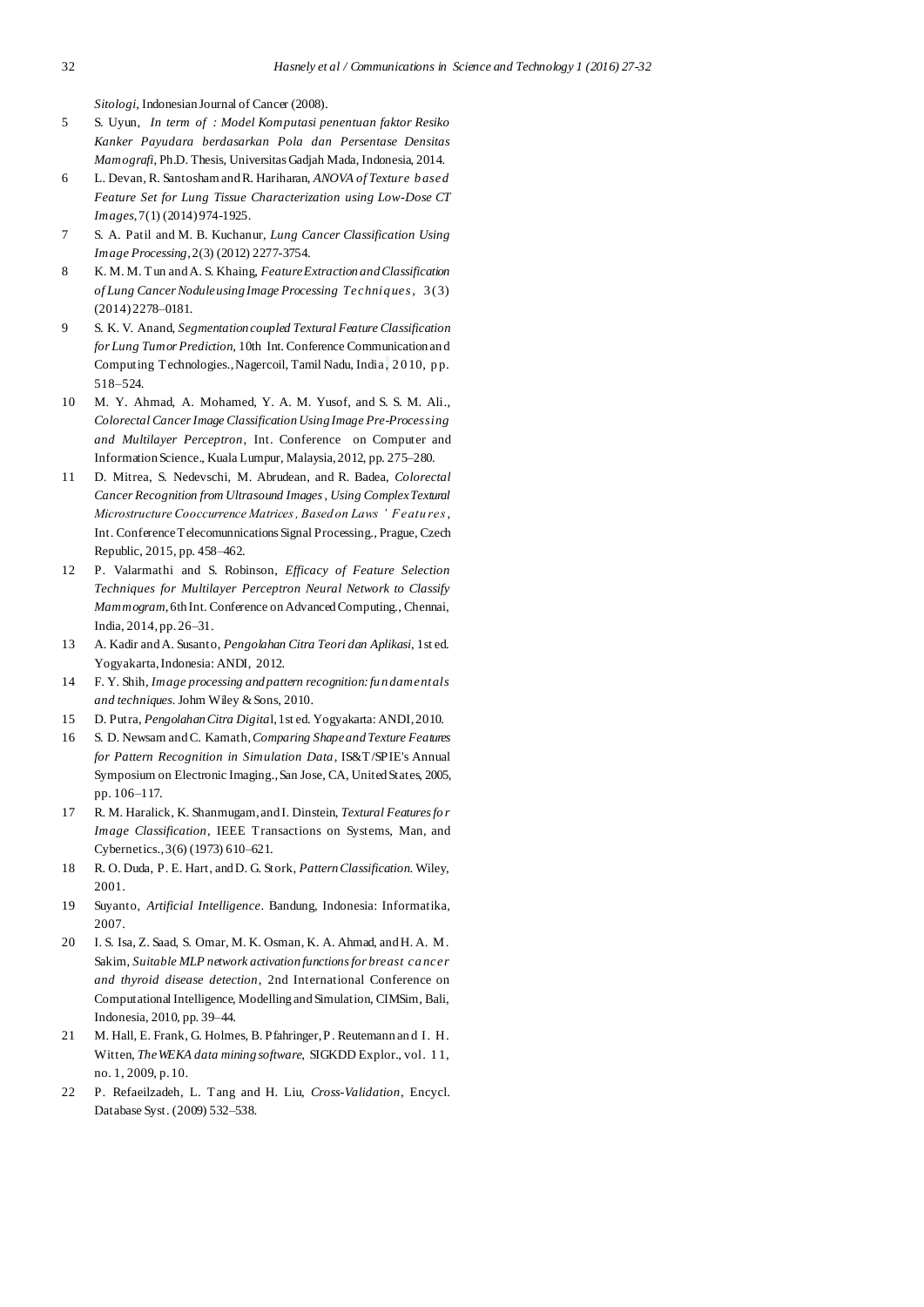*Sitologi*, Indonesian Journal of Cancer (2008).

5 S. Uyun, *In term of : Model Komputasi penentuan faktor Resiko Kanker Payudara berdasarkan Pola dan Persentase Densitas Mamografi*, Ph.D. Thesis, Universitas Gadjah Mada, Indonesia, 2014.

6 L. Devan, R. Santosham and R. Hariharan, *ANOVA of Texture based Feature Set for Lung Tissue Characterization using Low-Dose CT Images*, 7(1) (2014) 974-1925.

7 S. A. Patil and M. B. Kuchanur, *Lung Cancer Classification Using Image Processing*, 2(3) (2012) 2277-3754.

8 K. M. M. Tun and A. S. Khaing, *Feature Extraction and Classification of Lung Cancer Nodule using Image Processing Techniques*, 3(3) (2014) 2278–0181.

9 S. K. V. Anand, *Segmentation coupled Textural Feature Classification for Lung Tumor Prediction*, 10th Int. Conference Communication and Computing Technologies., Nagercoil, Tamil Nadu, India, 2010, pp. 518–524.

10 M. Y. Ahmad, A. Mohamed, Y. A. M. Yusof, and S. S. M. Ali., *Colorectal Cancer Image Classification Using Image Pre-Processing and Multilayer Perceptron*, Int. Conference on Computer and Information Science., Kuala Lumpur, Malaysia, 2012, pp. 275–280.

11 D. Mitrea, S. Nedevschi, M. Abrudean, and R. Badea, *Colorectal Cancer Recognition from Ultrasound Images , Using Complex Textural Microstructure Cooccurrence Matrices , Based on Laws ' Features*, Int. Conference Telecomunnications Signal Processing., Prague, Czech Republic, 2015, pp. 458–462.

12 P. Valarmathi and S. Robinson, *Efficacy of Feature Selection Techniques for Multilayer Perceptron Neural Network to Classify Mammogram*, 6th Int. Conference on Advanced Computing., Chennai, India, 2014, pp. 26–31.

13 A. Kadir and A. Susanto, *Pengolahan Citra Teori dan Aplikasi*, 1st ed. Yogyakarta, Indonesia: ANDI, 2012.

14 F. Y. Shih, *Image processing and pattern recognition: fundamentals and techniques*. Johm Wiley & Sons, 2010.

15 D. Putra, *Pengolahan Citra Digital*, 1st ed. Yogyakarta: ANDI, 2010.

16 S. D. Newsam and C. Kamath, *Comparing Shape and Texture Features for Pattern Recognition in Simulation Data*, IS&T/SPIE's Annual Symposium on Electronic Imaging., San Jose, CA, United States, 2005, pp. 106–117.

17 R. M. Haralick, K. Shanmugam, and I. Dinstein, *Textural Features for Image Classification*, IEEE Transactions on Systems, Man, and Cybernetics., 3(6) (1973) 610–621.

18 R. O. Duda, P. E. Hart, and D. G. Stork, *Pattern Classification*. Wiley, 2001.

19 Suyanto, *Artificial Intelligence*. Bandung, Indonesia: Informatika, 2007.

20 I. S. Isa, Z. Saad, S. Omar, M. K. Osman, K. A. Ahmad, and H. A. M. Sakim, *Suitable MLP network activation functions for breast cancer and thyroid disease detection*, 2nd International Conference on Computational Intelligence, Modelling and Simulation, CIMSim, Bali, Indonesia, 2010, pp. 39–44.

21 M. Hall, E. Frank, G. Holmes, B. Pfahringer, P. Reutemann and I. H. Witten, *The WEKA data mining software*, SIGKDD Explor., vol. 11, no. 1, 2009, p. 10.

22 P. Refaeilzadeh, L. Tang and H. Liu, *Cross-Validation*, Encycl. Database Syst. (2009) 532–538.